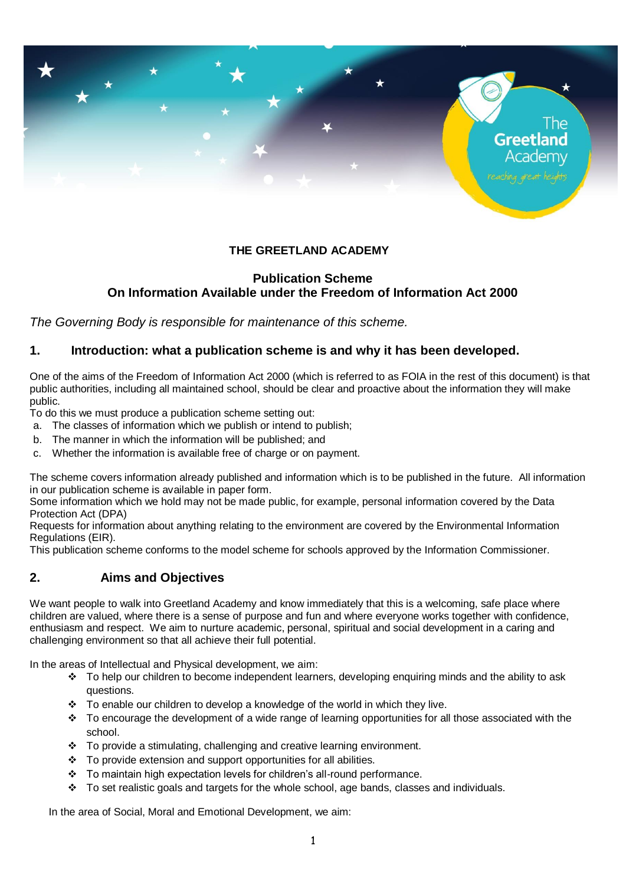# THE GREETLAND ACADEMY

## Publication Scheme
## On Information Available under the Freedom of Information Act 2000

*The Governing Body is responsible for maintenance of this scheme.*

## 1. Introduction: what a publication scheme is and why it has been developed.

One of the aims of the Freedom of Information Act 2000 (which is referred to as FOIA in the rest of this document) is that public authorities, including all maintained school, should be clear and proactive about the information they will make public.

To do this we must produce a publication scheme setting out:

a. The classes of information which we publish or intend to publish;
b. The manner in which the information will be published; and
c. Whether the information is available free of charge or on payment.

The scheme covers information already published and information which is to be published in the future. All information in our publication scheme is available in paper form.

Some information which we hold may not be made public, for example, personal information covered by the Data Protection Act (DPA)

Requests for information about anything relating to the environment are covered by the Environmental Information Regulations (EIR).

This publication scheme conforms to the model scheme for schools approved by the Information Commissioner.

## 2. Aims and Objectives

We want people to walk into Greetland Academy and know immediately that this is a welcoming, safe place where children are valued, where there is a sense of purpose and fun and where everyone works together with confidence, enthusiasm and respect. We aim to nurture academic, personal, spiritual and social development in a caring and challenging environment so that all achieve their full potential.

In the areas of Intellectual and Physical development, we aim:

- To help our children to become independent learners, developing enquiring minds and the ability to ask questions.
- To enable our children to develop a knowledge of the world in which they live.
- To encourage the development of a wide range of learning opportunities for all those associated with the school.
- To provide a stimulating, challenging and creative learning environment.
- To provide extension and support opportunities for all abilities.
- To maintain high expectation levels for children's all-round performance.
- To set realistic goals and targets for the whole school, age bands, classes and individuals.

In the area of Social, Moral and Emotional Development, we aim: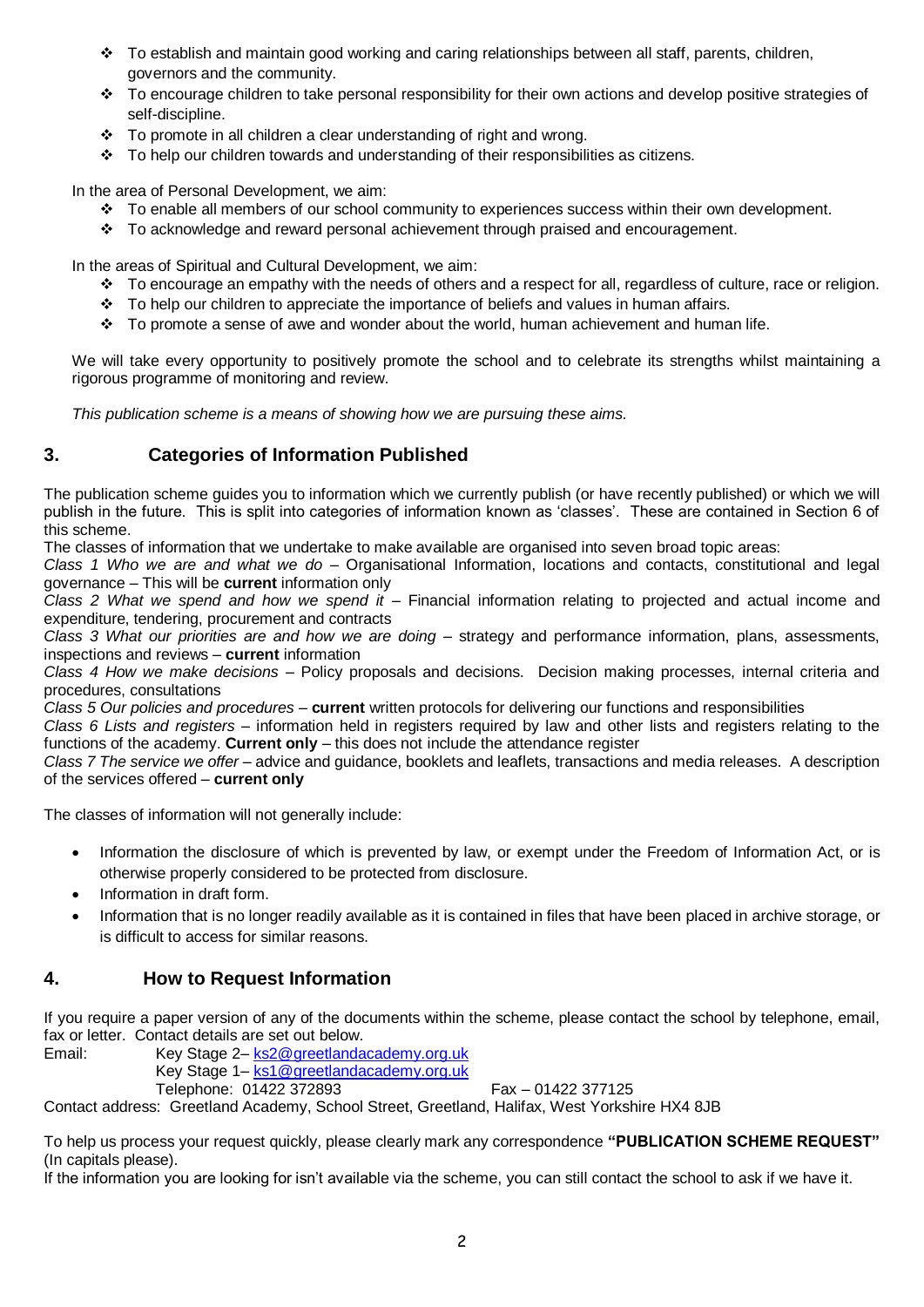- To establish and maintain good working and caring relationships between all staff, parents, children, governors and the community.
- To encourage children to take personal responsibility for their own actions and develop positive strategies of self-discipline.
- To promote in all children a clear understanding of right and wrong.
- To help our children towards and understanding of their responsibilities as citizens.

In the area of Personal Development, we aim:

- To enable all members of our school community to experiences success within their own development.
- To acknowledge and reward personal achievement through praised and encouragement.

In the areas of Spiritual and Cultural Development, we aim:

- To encourage an empathy with the needs of others and a respect for all, regardless of culture, race or religion.
- To help our children to appreciate the importance of beliefs and values in human affairs.
- To promote a sense of awe and wonder about the world, human achievement and human life.

We will take every opportunity to positively promote the school and to celebrate its strengths whilst maintaining a rigorous programme of monitoring and review.

*This publication scheme is a means of showing how we are pursuing these aims.*

## 3. Categories of Information Published

The publication scheme guides you to information which we currently publish (or have recently published) or which we will publish in the future. This is split into categories of information known as 'classes'. These are contained in Section 6 of this scheme.

The classes of information that we undertake to make available are organised into seven broad topic areas:

*Class 1 Who we are and what we do* – Organisational Information, locations and contacts, constitutional and legal governance – This will be **current** information only

*Class 2 What we spend and how we spend it* – Financial information relating to projected and actual income and expenditure, tendering, procurement and contracts

*Class 3 What our priorities are and how we are doing* – strategy and performance information, plans, assessments, inspections and reviews – **current** information

*Class 4 How we make decisions* – Policy proposals and decisions. Decision making processes, internal criteria and procedures, consultations

*Class 5 Our policies and procedures* – **current** written protocols for delivering our functions and responsibilities

*Class 6 Lists and registers* – information held in registers required by law and other lists and registers relating to the functions of the academy. **Current only** – this does not include the attendance register

*Class 7 The service we offer* – advice and guidance, booklets and leaflets, transactions and media releases. A description of the services offered – **current only**

The classes of information will not generally include:

- Information the disclosure of which is prevented by law, or exempt under the Freedom of Information Act, or is otherwise properly considered to be protected from disclosure.
- Information in draft form.
- Information that is no longer readily available as it is contained in files that have been placed in archive storage, or is difficult to access for similar reasons.

## 4. How to Request Information

If you require a paper version of any of the documents within the scheme, please contact the school by telephone, email, fax or letter. Contact details are set out below.

Email: Key Stage 2– ks2@greetlandacademy.org.uk
Key Stage 1– ks1@greetlandacademy.org.uk
Telephone: 01422 372893 Fax – 01422 377125

Contact address: Greetland Academy, School Street, Greetland, Halifax, West Yorkshire HX4 8JB

To help us process your request quickly, please clearly mark any correspondence **"PUBLICATION SCHEME REQUEST"** (In capitals please).

If the information you are looking for isn't available via the scheme, you can still contact the school to ask if we have it.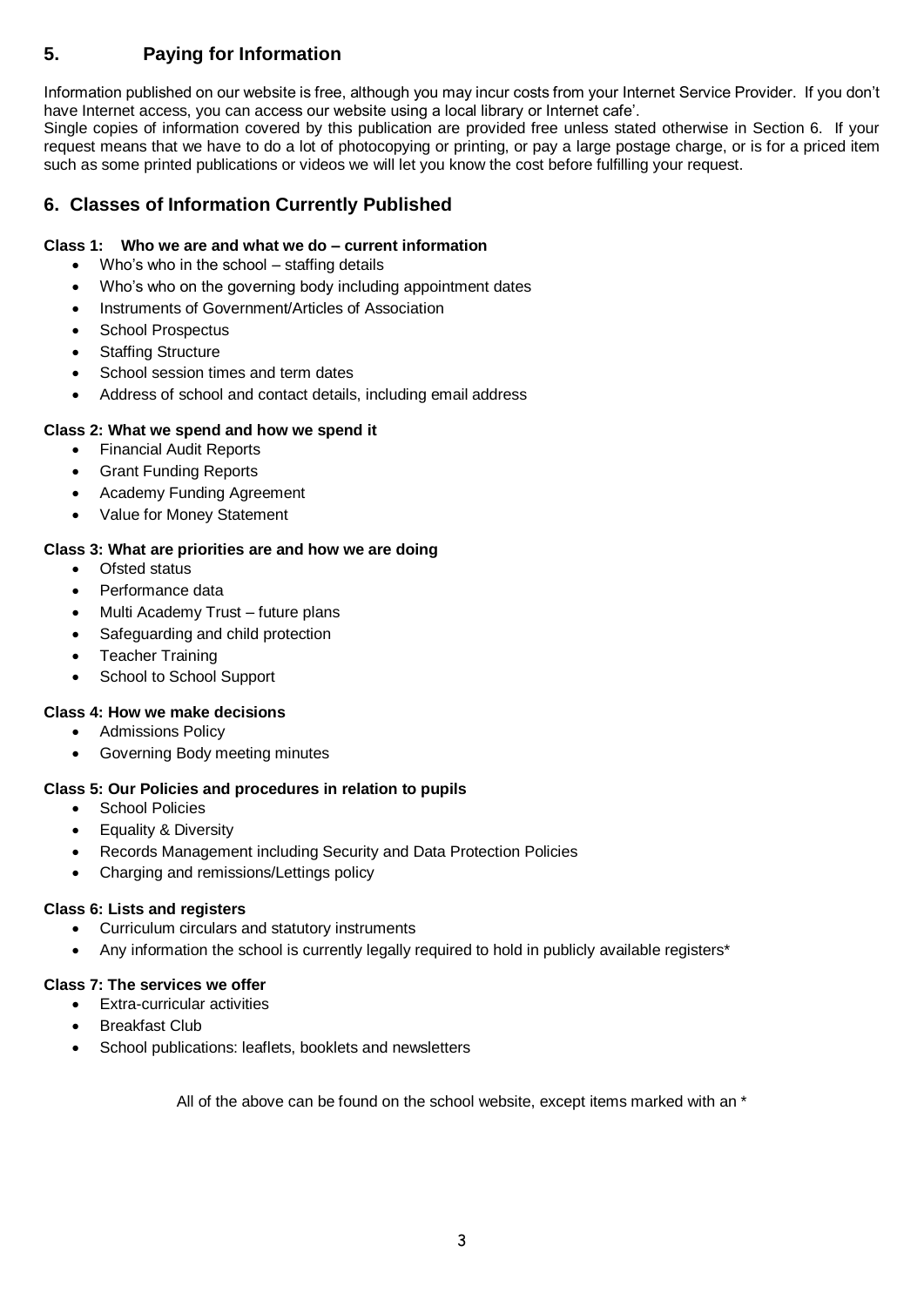## 5. Paying for Information

Information published on our website is free, although you may incur costs from your Internet Service Provider. If you don't have Internet access, you can access our website using a local library or Internet cafe'.

Single copies of information covered by this publication are provided free unless stated otherwise in Section 6. If your request means that we have to do a lot of photocopying or printing, or pay a large postage charge, or is for a priced item such as some printed publications or videos we will let you know the cost before fulfilling your request.

## 6. Classes of Information Currently Published

**Class 1: Who we are and what we do – current information**

- Who's who in the school – staffing details
- Who's who on the governing body including appointment dates
- Instruments of Government/Articles of Association
- School Prospectus
- Staffing Structure
- School session times and term dates
- Address of school and contact details, including email address

**Class 2: What we spend and how we spend it**

- Financial Audit Reports
- Grant Funding Reports
- Academy Funding Agreement
- Value for Money Statement

**Class 3: What are priorities are and how we are doing**

- Ofsted status
- Performance data
- Multi Academy Trust – future plans
- Safeguarding and child protection
- Teacher Training
- School to School Support

**Class 4: How we make decisions**

- Admissions Policy
- Governing Body meeting minutes

**Class 5: Our Policies and procedures in relation to pupils**

- School Policies
- Equality & Diversity
- Records Management including Security and Data Protection Policies
- Charging and remissions/Lettings policy

**Class 6: Lists and registers**

- Curriculum circulars and statutory instruments
- Any information the school is currently legally required to hold in publicly available registers*

**Class 7: The services we offer**

- Extra-curricular activities
- Breakfast Club
- School publications: leaflets, booklets and newsletters

All of the above can be found on the school website, except items marked with an *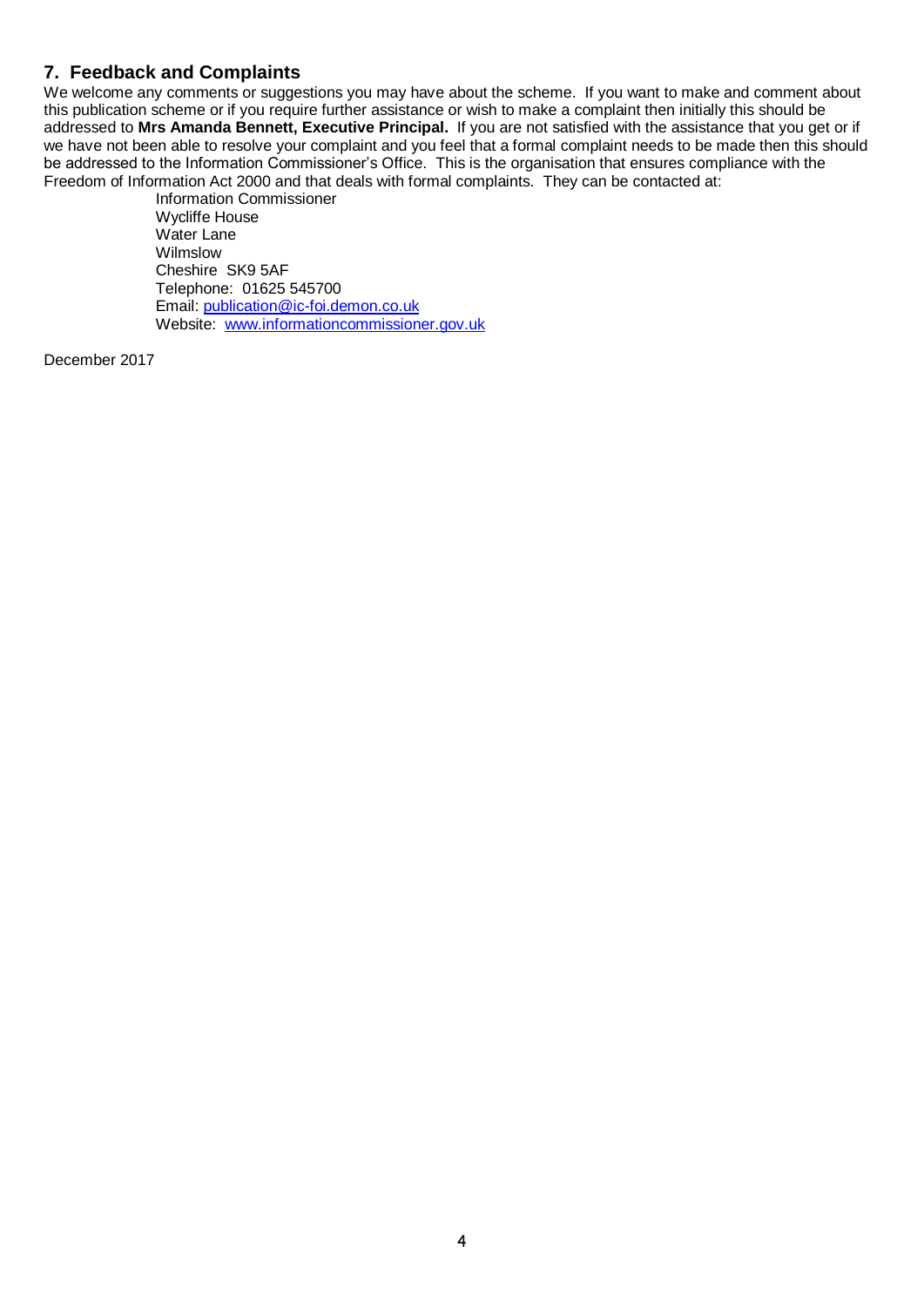## 7. Feedback and Complaints

We welcome any comments or suggestions you may have about the scheme. If you want to make and comment about this publication scheme or if you require further assistance or wish to make a complaint then initially this should be addressed to **Mrs Amanda Bennett, Executive Principal.** If you are not satisfied with the assistance that you get or if we have not been able to resolve your complaint and you feel that a formal complaint needs to be made then this should be addressed to the Information Commissioner's Office. This is the organisation that ensures compliance with the Freedom of Information Act 2000 and that deals with formal complaints. They can be contacted at:

Information Commissioner
Wycliffe House
Water Lane
Wilmslow
Cheshire SK9 5AF
Telephone: 01625 545700
Email: publication@ic-foi.demon.co.uk
Website: www.informationcommissioner.gov.uk

December 2017